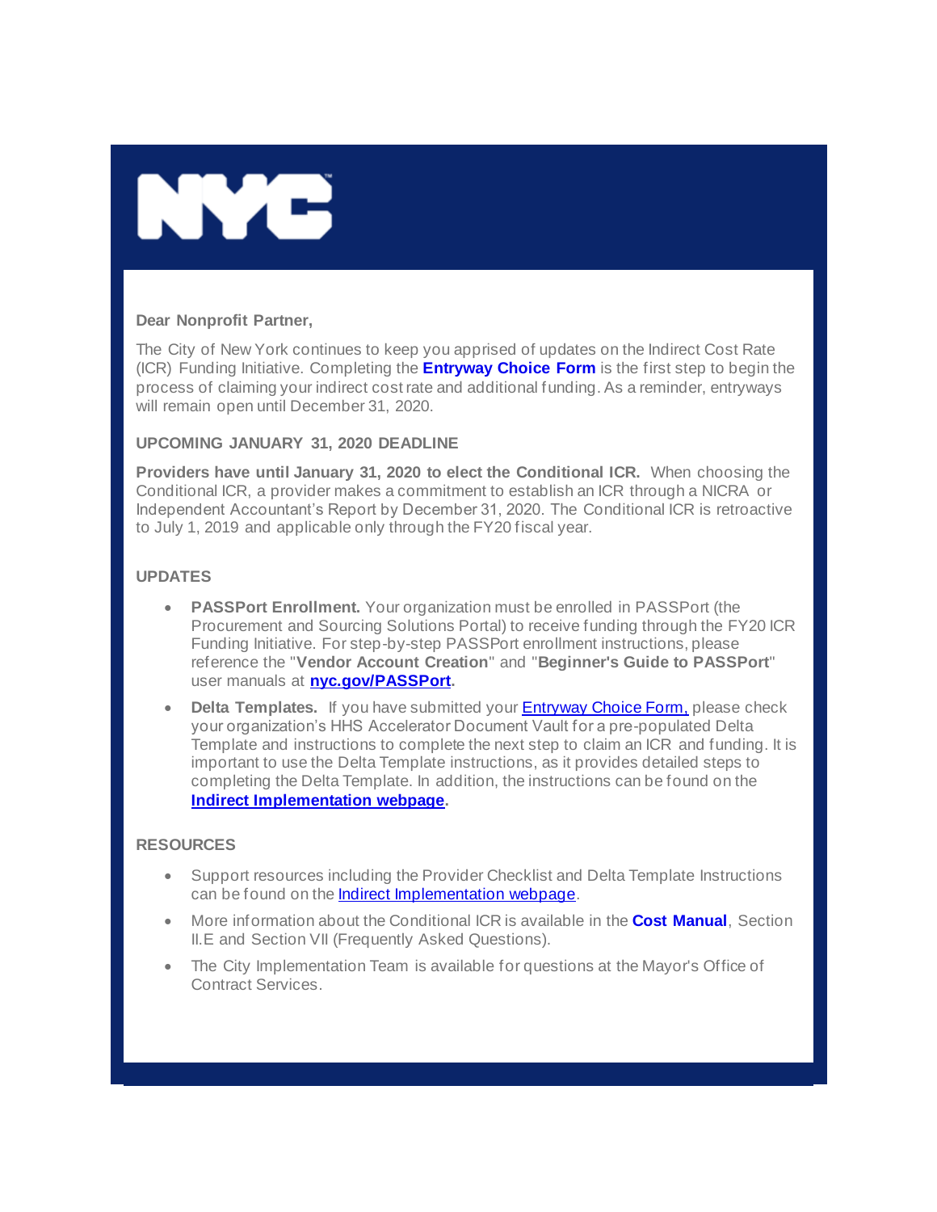NYC

**Dear Nonprofit Partner,**

The City of New York continues to keep you apprised of updates on the Indirect Cost Rate (ICR) Funding Initiative. Completing the **Entryway Choice Form** is the first step to begin the process of claiming your indirect cost rate and additional funding. As a reminder, entryways will remain open until December 31, 2020.

**UPCOMING JANUARY 31, 2020 DEADLINE**

**Providers have until January 31, 2020 to elect the Conditional ICR.** When choosing the Conditional ICR, a provider makes a commitment to establish an ICR through a NICRA or Independent Accountant's Report by December 31, 2020. The Conditional ICR is retroactive to July 1, 2019 and applicable only through the FY20 fiscal year.

**UPDATES**

- **PASSPort Enrollment.** Your organization must be enrolled in PASSPort (the Procurement and Sourcing Solutions Portal) to receive funding through the FY20 ICR Funding Initiative. For step-by-step PASSPort enrollment instructions, please reference the "**Vendor Account Creation**" and "**Beginner's Guide to PASSPort**" user manuals at **nyc.gov/PASSPort.**
- **Delta Templates.** If you have submitted your Entryway Choice Form, please check your organization's HHS Accelerator Document Vault for a pre-populated Delta Template and instructions to complete the next step to claim an ICR and funding. It is important to use the Delta Template instructions, as it provides detailed steps to completing the Delta Template. In addition, the instructions can be found on the **Indirect Implementation webpage.**

**RESOURCES**

- Support resources including the Provider Checklist and Delta Template Instructions can be found on the Indirect Implementation webpage.
- More information about the Conditional ICR is available in the **Cost Manual**, Section II.E and Section VII (Frequently Asked Questions).
- The City Implementation Team is available for questions at the Mayor's Office of Contract Services.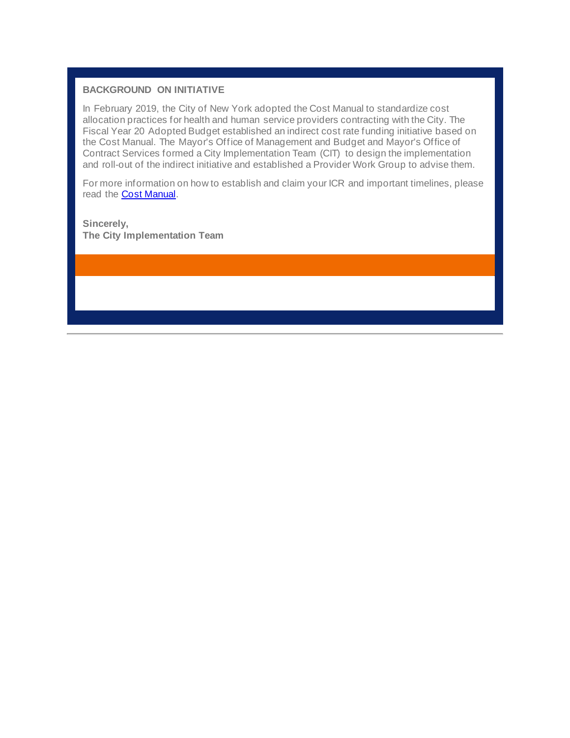## BACKGROUND ON INITIATIVE

In February 2019, the City of New York adopted the Cost Manual to standardize cost allocation practices for health and human service providers contracting with the City. The Fiscal Year 20 Adopted Budget established an indirect cost rate funding initiative based on the Cost Manual. The Mayor's Office of Management and Budget and Mayor's Office of Contract Services formed a City Implementation Team (CIT) to design the implementation and roll-out of the indirect initiative and established a Provider Work Group to advise them.

For more information on how to establish and claim your ICR and important timelines, please read the Cost Manual.

**Sincerely,**
**The City Implementation Team**